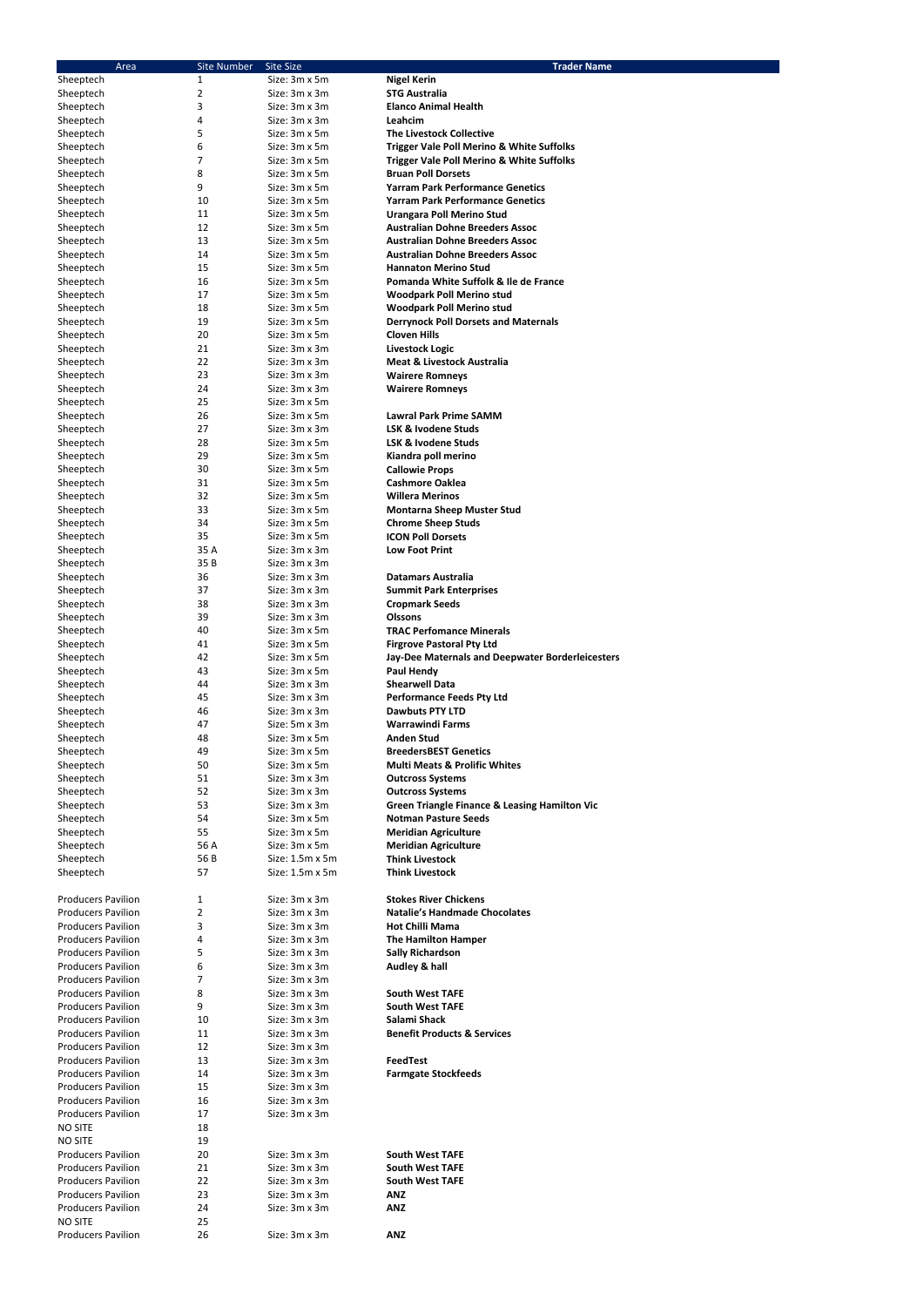| Area | Site Number | Site Size | Trader Name |
|---|---|---|---|
| Sheeptech | 1 | Size: 3m x 5m | **Nigel Kerin** |
| Sheeptech | 2 | Size: 3m x 3m | **STG Australia** |
| Sheeptech | 3 | Size: 3m x 3m | **Elanco Animal Health** |
| Sheeptech | 4 | Size: 3m x 3m | **Leahcim** |
| Sheeptech | 5 | Size: 3m x 5m | **The Livestock Collective** |
| Sheeptech | 6 | Size: 3m x 5m | **Trigger Vale Poll Merino & White Suffolks** |
| Sheeptech | 7 | Size: 3m x 5m | **Trigger Vale Poll Merino & White Suffolks** |
| Sheeptech | 8 | Size: 3m x 5m | **Bruan Poll Dorsets** |
| Sheeptech | 9 | Size: 3m x 5m | **Yarram Park Performance Genetics** |
| Sheeptech | 10 | Size: 3m x 5m | **Yarram Park Performance Genetics** |
| Sheeptech | 11 | Size: 3m x 5m | **Urangara Poll Merino Stud** |
| Sheeptech | 12 | Size: 3m x 5m | **Australian Dohne Breeders Assoc** |
| Sheeptech | 13 | Size: 3m x 5m | **Australian Dohne Breeders Assoc** |
| Sheeptech | 14 | Size: 3m x 5m | **Australian Dohne Breeders Assoc** |
| Sheeptech | 15 | Size: 3m x 5m | **Hannaton Merino Stud** |
| Sheeptech | 16 | Size: 3m x 5m | **Pomanda White Suffolk & Ile de France** |
| Sheeptech | 17 | Size: 3m x 5m | **Woodpark Poll Merino stud** |
| Sheeptech | 18 | Size: 3m x 5m | **Woodpark Poll Merino stud** |
| Sheeptech | 19 | Size: 3m x 5m | **Derrynock Poll Dorsets and Maternals** |
| Sheeptech | 20 | Size: 3m x 5m | **Cloven Hills** |
| Sheeptech | 21 | Size: 3m x 3m | **Livestock Logic** |
| Sheeptech | 22 | Size: 3m x 3m | **Meat & Livestock Australia** |
| Sheeptech | 23 | Size: 3m x 3m | **Wairere Romneys** |
| Sheeptech | 24 | Size: 3m x 3m | **Wairere Romneys** |
| Sheeptech | 25 | Size: 3m x 5m | |
| Sheeptech | 26 | Size: 3m x 5m | **Lawral Park Prime SAMM** |
| Sheeptech | 27 | Size: 3m x 3m | **LSK & Ivodene Studs** |
| Sheeptech | 28 | Size: 3m x 5m | **LSK & Ivodene Studs** |
| Sheeptech | 29 | Size: 3m x 5m | **Kiandra poll merino** |
| Sheeptech | 30 | Size: 3m x 5m | **Callowie Props** |
| Sheeptech | 31 | Size: 3m x 5m | **Cashmore Oaklea** |
| Sheeptech | 32 | Size: 3m x 5m | **Willera Merinos** |
| Sheeptech | 33 | Size: 3m x 5m | **Montarna Sheep Muster Stud** |
| Sheeptech | 34 | Size: 3m x 5m | **Chrome Sheep Studs** |
| Sheeptech | 35 | Size: 3m x 5m | **ICON Poll Dorsets** |
| Sheeptech | 35 A | Size: 3m x 3m | **Low Foot Print** |
| Sheeptech | 35 B | Size: 3m x 3m | |
| Sheeptech | 36 | Size: 3m x 3m | **Datamars Australia** |
| Sheeptech | 37 | Size: 3m x 3m | **Summit Park Enterprises** |
| Sheeptech | 38 | Size: 3m x 3m | **Cropmark Seeds** |
| Sheeptech | 39 | Size: 3m x 3m | **Olssons** |
| Sheeptech | 40 | Size: 3m x 5m | **TRAC Perfomance Minerals** |
| Sheeptech | 41 | Size: 3m x 5m | **Firgrove Pastoral Pty Ltd** |
| Sheeptech | 42 | Size: 3m x 5m | **Jay-Dee Maternals and Deepwater Borderleicesters** |
| Sheeptech | 43 | Size: 3m x 5m | **Paul Hendy** |
| Sheeptech | 44 | Size: 3m x 3m | **Shearwell Data** |
| Sheeptech | 45 | Size: 3m x 3m | **Performance Feeds Pty Ltd** |
| Sheeptech | 46 | Size: 3m x 3m | **Dawbuts PTY LTD** |
| Sheeptech | 47 | Size: 5m x 3m | **Warrawindi Farms** |
| Sheeptech | 48 | Size: 3m x 5m | **Anden Stud** |
| Sheeptech | 49 | Size: 3m x 5m | **BreedersBEST Genetics** |
| Sheeptech | 50 | Size: 3m x 5m | **Multi Meats & Prolific Whites** |
| Sheeptech | 51 | Size: 3m x 3m | **Outcross Systems** |
| Sheeptech | 52 | Size: 3m x 3m | **Outcross Systems** |
| Sheeptech | 53 | Size: 3m x 3m | **Green Triangle Finance & Leasing Hamilton Vic** |
| Sheeptech | 54 | Size: 3m x 5m | **Notman Pasture Seeds** |
| Sheeptech | 55 | Size: 3m x 5m | **Meridian Agriculture** |
| Sheeptech | 56 A | Size: 3m x 5m | **Meridian Agriculture** |
| Sheeptech | 56 B | Size: 1.5m x 5m | **Think Livestock** |
| Sheeptech | 57 | Size: 1.5m x 5m | **Think Livestock** |
| | | | |
| Producers Pavilion | 1 | Size: 3m x 3m | **Stokes River Chickens** |
| Producers Pavilion | 2 | Size: 3m x 3m | **Natalie's Handmade Chocolates** |
| Producers Pavilion | 3 | Size: 3m x 3m | **Hot Chilli Mama** |
| Producers Pavilion | 4 | Size: 3m x 3m | **The Hamilton Hamper** |
| Producers Pavilion | 5 | Size: 3m x 3m | **Sally Richardson** |
| Producers Pavilion | 6 | Size: 3m x 3m | **Audley & hall** |
| Producers Pavilion | 7 | Size: 3m x 3m | |
| Producers Pavilion | 8 | Size: 3m x 3m | **South West TAFE** |
| Producers Pavilion | 9 | Size: 3m x 3m | **South West TAFE** |
| Producers Pavilion | 10 | Size: 3m x 3m | **Salami Shack** |
| Producers Pavilion | 11 | Size: 3m x 3m | **Benefit Products & Services** |
| Producers Pavilion | 12 | Size: 3m x 3m | |
| Producers Pavilion | 13 | Size: 3m x 3m | **FeedTest** |
| Producers Pavilion | 14 | Size: 3m x 3m | **Farmgate Stockfeeds** |
| Producers Pavilion | 15 | Size: 3m x 3m | |
| Producers Pavilion | 16 | Size: 3m x 3m | |
| Producers Pavilion | 17 | Size: 3m x 3m | |
| NO SITE | 18 | | |
| NO SITE | 19 | | |
| Producers Pavilion | 20 | Size: 3m x 3m | **South West TAFE** |
| Producers Pavilion | 21 | Size: 3m x 3m | **South West TAFE** |
| Producers Pavilion | 22 | Size: 3m x 3m | **South West TAFE** |
| Producers Pavilion | 23 | Size: 3m x 3m | **ANZ** |
| Producers Pavilion | 24 | Size: 3m x 3m | **ANZ** |
| NO SITE | 25 | | |
| Producers Pavilion | 26 | Size: 3m x 3m | **ANZ** |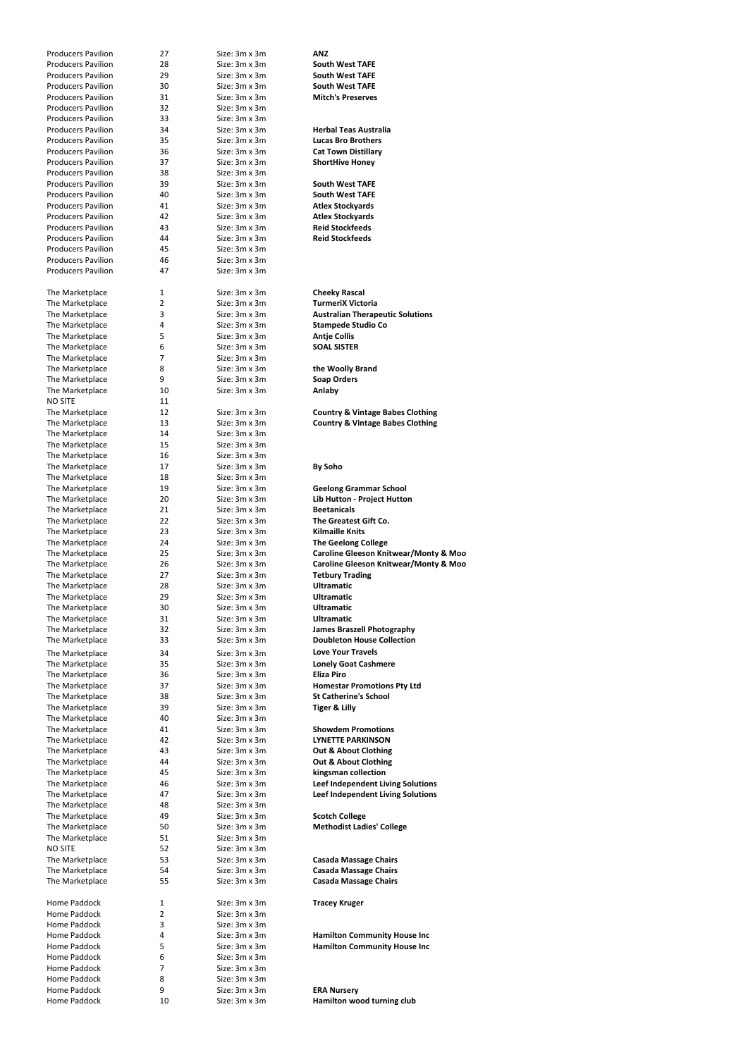| | | | |
|---|---|---|---|
| Producers Pavilion | 27 | Size: 3m x 3m | **ANZ** |
| Producers Pavilion | 28 | Size: 3m x 3m | **South West TAFE** |
| Producers Pavilion | 29 | Size: 3m x 3m | **South West TAFE** |
| Producers Pavilion | 30 | Size: 3m x 3m | **South West TAFE** |
| Producers Pavilion | 31 | Size: 3m x 3m | **Mitch's Preserves** |
| Producers Pavilion | 32 | Size: 3m x 3m | |
| Producers Pavilion | 33 | Size: 3m x 3m | |
| Producers Pavilion | 34 | Size: 3m x 3m | **Herbal Teas Australia** |
| Producers Pavilion | 35 | Size: 3m x 3m | **Lucas Bro Brothers** |
| Producers Pavilion | 36 | Size: 3m x 3m | **Cat Town Distillary** |
| Producers Pavilion | 37 | Size: 3m x 3m | **ShortHive Honey** |
| Producers Pavilion | 38 | Size: 3m x 3m | |
| Producers Pavilion | 39 | Size: 3m x 3m | **South West TAFE** |
| Producers Pavilion | 40 | Size: 3m x 3m | **South West TAFE** |
| Producers Pavilion | 41 | Size: 3m x 3m | **Atlex Stockyards** |
| Producers Pavilion | 42 | Size: 3m x 3m | **Atlex Stockyards** |
| Producers Pavilion | 43 | Size: 3m x 3m | **Reid Stockfeeds** |
| Producers Pavilion | 44 | Size: 3m x 3m | **Reid Stockfeeds** |
| Producers Pavilion | 45 | Size: 3m x 3m | |
| Producers Pavilion | 46 | Size: 3m x 3m | |
| Producers Pavilion | 47 | Size: 3m x 3m | |
| | | | |
| The Marketplace | 1 | Size: 3m x 3m | **Cheeky Rascal** |
| The Marketplace | 2 | Size: 3m x 3m | **TurmeriX Victoria** |
| The Marketplace | 3 | Size: 3m x 3m | **Australian Therapeutic Solutions** |
| The Marketplace | 4 | Size: 3m x 3m | **Stampede Studio Co** |
| The Marketplace | 5 | Size: 3m x 3m | **Antje Collis** |
| The Marketplace | 6 | Size: 3m x 3m | **SOAL SISTER** |
| The Marketplace | 7 | Size: 3m x 3m | |
| The Marketplace | 8 | Size: 3m x 3m | **the Woolly Brand** |
| The Marketplace | 9 | Size: 3m x 3m | **Soap Orders** |
| The Marketplace | 10 | Size: 3m x 3m | **Anlaby** |
| NO SITE | 11 | | |
| The Marketplace | 12 | Size: 3m x 3m | **Country & Vintage Babes Clothing** |
| The Marketplace | 13 | Size: 3m x 3m | **Country & Vintage Babes Clothing** |
| The Marketplace | 14 | Size: 3m x 3m | |
| The Marketplace | 15 | Size: 3m x 3m | |
| The Marketplace | 16 | Size: 3m x 3m | |
| The Marketplace | 17 | Size: 3m x 3m | **By Soho** |
| The Marketplace | 18 | Size: 3m x 3m | |
| The Marketplace | 19 | Size: 3m x 3m | **Geelong Grammar School** |
| The Marketplace | 20 | Size: 3m x 3m | **Lib Hutton - Project Hutton** |
| The Marketplace | 21 | Size: 3m x 3m | **Beetanicals** |
| The Marketplace | 22 | Size: 3m x 3m | **The Greatest Gift Co.** |
| The Marketplace | 23 | Size: 3m x 3m | **Kilmaille Knits** |
| The Marketplace | 24 | Size: 3m x 3m | **The Geelong College** |
| The Marketplace | 25 | Size: 3m x 3m | **Caroline Gleeson Knitwear/Monty & Moo** |
| The Marketplace | 26 | Size: 3m x 3m | **Caroline Gleeson Knitwear/Monty & Moo** |
| The Marketplace | 27 | Size: 3m x 3m | **Tetbury Trading** |
| The Marketplace | 28 | Size: 3m x 3m | **Ultramatic** |
| The Marketplace | 29 | Size: 3m x 3m | **Ultramatic** |
| The Marketplace | 30 | Size: 3m x 3m | **Ultramatic** |
| The Marketplace | 31 | Size: 3m x 3m | **Ultramatic** |
| The Marketplace | 32 | Size: 3m x 3m | **James Braszell Photography** |
| The Marketplace | 33 | Size: 3m x 3m | **Doubleton House Collection** |
| The Marketplace | 34 | Size: 3m x 3m | **Love Your Travels** |
| The Marketplace | 35 | Size: 3m x 3m | **Lonely Goat Cashmere** |
| The Marketplace | 36 | Size: 3m x 3m | **Eliza Piro** |
| The Marketplace | 37 | Size: 3m x 3m | **Homestar Promotions Pty Ltd** |
| The Marketplace | 38 | Size: 3m x 3m | **St Catherine's School** |
| The Marketplace | 39 | Size: 3m x 3m | **Tiger & Lilly** |
| The Marketplace | 40 | Size: 3m x 3m | |
| The Marketplace | 41 | Size: 3m x 3m | **Showdem Promotions** |
| The Marketplace | 42 | Size: 3m x 3m | **LYNETTE PARKINSON** |
| The Marketplace | 43 | Size: 3m x 3m | **Out & About Clothing** |
| The Marketplace | 44 | Size: 3m x 3m | **Out & About Clothing** |
| The Marketplace | 45 | Size: 3m x 3m | **kingsman collection** |
| The Marketplace | 46 | Size: 3m x 3m | **Leef Independent Living Solutions** |
| The Marketplace | 47 | Size: 3m x 3m | **Leef Independent Living Solutions** |
| The Marketplace | 48 | Size: 3m x 3m | |
| The Marketplace | 49 | Size: 3m x 3m | **Scotch College** |
| The Marketplace | 50 | Size: 3m x 3m | **Methodist Ladies' College** |
| The Marketplace | 51 | Size: 3m x 3m | |
| NO SITE | 52 | Size: 3m x 3m | |
| The Marketplace | 53 | Size: 3m x 3m | **Casada Massage Chairs** |
| The Marketplace | 54 | Size: 3m x 3m | **Casada Massage Chairs** |
| The Marketplace | 55 | Size: 3m x 3m | **Casada Massage Chairs** |
| | | | |
| Home Paddock | 1 | Size: 3m x 3m | **Tracey Kruger** |
| Home Paddock | 2 | Size: 3m x 3m | |
| Home Paddock | 3 | Size: 3m x 3m | |
| Home Paddock | 4 | Size: 3m x 3m | **Hamilton Community House Inc** |
| Home Paddock | 5 | Size: 3m x 3m | **Hamilton Community House Inc** |
| Home Paddock | 6 | Size: 3m x 3m | |
| Home Paddock | 7 | Size: 3m x 3m | |
| Home Paddock | 8 | Size: 3m x 3m | |
| Home Paddock | 9 | Size: 3m x 3m | **ERA Nursery** |
| Home Paddock | 10 | Size: 3m x 3m | **Hamilton wood turning club** |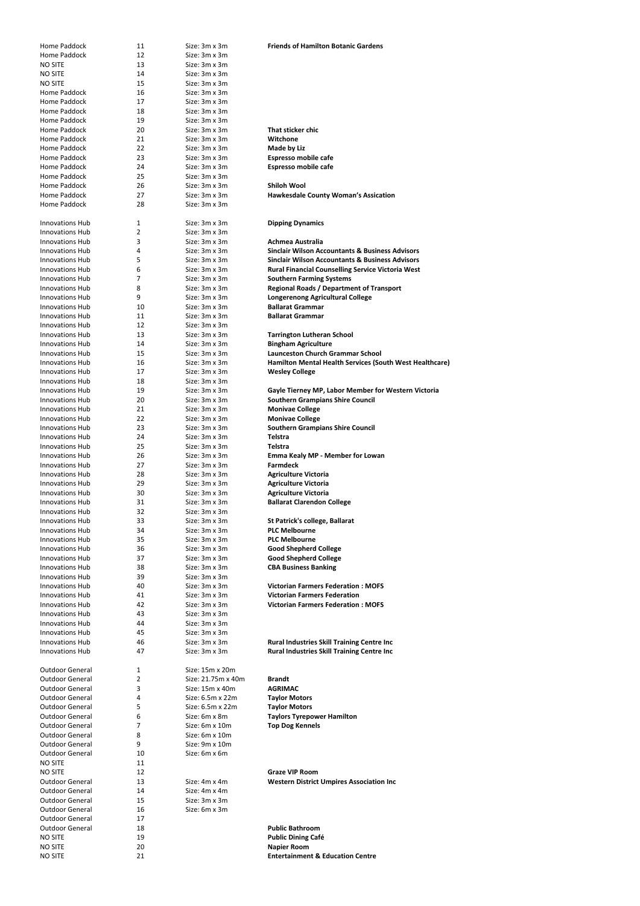| | | | |
|---|---|---|---|
| Home Paddock | 11 | Size: 3m x 3m | **Friends of Hamilton Botanic Gardens** |
| Home Paddock | 12 | Size: 3m x 3m | |
| NO SITE | 13 | Size: 3m x 3m | |
| NO SITE | 14 | Size: 3m x 3m | |
| NO SITE | 15 | Size: 3m x 3m | |
| Home Paddock | 16 | Size: 3m x 3m | |
| Home Paddock | 17 | Size: 3m x 3m | |
| Home Paddock | 18 | Size: 3m x 3m | |
| Home Paddock | 19 | Size: 3m x 3m | |
| Home Paddock | 20 | Size: 3m x 3m | **That sticker chic** |
| Home Paddock | 21 | Size: 3m x 3m | **Witchone** |
| Home Paddock | 22 | Size: 3m x 3m | **Made by Liz** |
| Home Paddock | 23 | Size: 3m x 3m | **Espresso mobile cafe** |
| Home Paddock | 24 | Size: 3m x 3m | **Espresso mobile cafe** |
| Home Paddock | 25 | Size: 3m x 3m | |
| Home Paddock | 26 | Size: 3m x 3m | **Shiloh Wool** |
| Home Paddock | 27 | Size: 3m x 3m | **Hawkesdale County Woman's Assication** |
| Home Paddock | 28 | Size: 3m x 3m | |
| | | | |
| Innovations Hub | 1 | Size: 3m x 3m | **Dipping Dynamics** |
| Innovations Hub | 2 | Size: 3m x 3m | |
| Innovations Hub | 3 | Size: 3m x 3m | **Achmea Australia** |
| Innovations Hub | 4 | Size: 3m x 3m | **Sinclair Wilson Accountants & Business Advisors** |
| Innovations Hub | 5 | Size: 3m x 3m | **Sinclair Wilson Accountants & Business Advisors** |
| Innovations Hub | 6 | Size: 3m x 3m | **Rural Financial Counselling Service Victoria West** |
| Innovations Hub | 7 | Size: 3m x 3m | **Southern Farming Systems** |
| Innovations Hub | 8 | Size: 3m x 3m | **Regional Roads / Department of Transport** |
| Innovations Hub | 9 | Size: 3m x 3m | **Longerenong Agricultural College** |
| Innovations Hub | 10 | Size: 3m x 3m | **Ballarat Grammar** |
| Innovations Hub | 11 | Size: 3m x 3m | **Ballarat Grammar** |
| Innovations Hub | 12 | Size: 3m x 3m | |
| Innovations Hub | 13 | Size: 3m x 3m | **Tarrington Lutheran School** |
| Innovations Hub | 14 | Size: 3m x 3m | **Bingham Agriculture** |
| Innovations Hub | 15 | Size: 3m x 3m | **Launceston Church Grammar School** |
| Innovations Hub | 16 | Size: 3m x 3m | **Hamilton Mental Health Services (South West Healthcare)** |
| Innovations Hub | 17 | Size: 3m x 3m | **Wesley College** |
| Innovations Hub | 18 | Size: 3m x 3m | |
| Innovations Hub | 19 | Size: 3m x 3m | **Gayle Tierney MP, Labor Member for Western Victoria** |
| Innovations Hub | 20 | Size: 3m x 3m | **Southern Grampians Shire Council** |
| Innovations Hub | 21 | Size: 3m x 3m | **Monivae College** |
| Innovations Hub | 22 | Size: 3m x 3m | **Monivae College** |
| Innovations Hub | 23 | Size: 3m x 3m | **Southern Grampians Shire Council** |
| Innovations Hub | 24 | Size: 3m x 3m | **Telstra** |
| Innovations Hub | 25 | Size: 3m x 3m | **Telstra** |
| Innovations Hub | 26 | Size: 3m x 3m | **Emma Kealy MP - Member for Lowan** |
| Innovations Hub | 27 | Size: 3m x 3m | **Farmdeck** |
| Innovations Hub | 28 | Size: 3m x 3m | **Agriculture Victoria** |
| Innovations Hub | 29 | Size: 3m x 3m | **Agriculture Victoria** |
| Innovations Hub | 30 | Size: 3m x 3m | **Agriculture Victoria** |
| Innovations Hub | 31 | Size: 3m x 3m | **Ballarat Clarendon College** |
| Innovations Hub | 32 | Size: 3m x 3m | |
| Innovations Hub | 33 | Size: 3m x 3m | **St Patrick's college, Ballarat** |
| Innovations Hub | 34 | Size: 3m x 3m | **PLC Melbourne** |
| Innovations Hub | 35 | Size: 3m x 3m | **PLC Melbourne** |
| Innovations Hub | 36 | Size: 3m x 3m | **Good Shepherd College** |
| Innovations Hub | 37 | Size: 3m x 3m | **Good Shepherd College** |
| Innovations Hub | 38 | Size: 3m x 3m | **CBA Business Banking** |
| Innovations Hub | 39 | Size: 3m x 3m | |
| Innovations Hub | 40 | Size: 3m x 3m | **Victorian Farmers Federation : MOFS** |
| Innovations Hub | 41 | Size: 3m x 3m | **Victorian Farmers Federation** |
| Innovations Hub | 42 | Size: 3m x 3m | **Victorian Farmers Federation : MOFS** |
| Innovations Hub | 43 | Size: 3m x 3m | |
| Innovations Hub | 44 | Size: 3m x 3m | |
| Innovations Hub | 45 | Size: 3m x 3m | |
| Innovations Hub | 46 | Size: 3m x 3m | **Rural Industries Skill Training Centre Inc** |
| Innovations Hub | 47 | Size: 3m x 3m | **Rural Industries Skill Training Centre Inc** |
| | | | |
| Outdoor General | 1 | Size: 15m x 20m | |
| Outdoor General | 2 | Size: 21.75m x 40m | **Brandt** |
| Outdoor General | 3 | Size: 15m x 40m | **AGRIMAC** |
| Outdoor General | 4 | Size: 6.5m x 22m | **Taylor Motors** |
| Outdoor General | 5 | Size: 6.5m x 22m | **Taylor Motors** |
| Outdoor General | 6 | Size: 6m x 8m | **Taylors Tyrepower Hamilton** |
| Outdoor General | 7 | Size: 6m x 10m | **Top Dog Kennels** |
| Outdoor General | 8 | Size: 6m x 10m | |
| Outdoor General | 9 | Size: 9m x 10m | |
| Outdoor General | 10 | Size: 6m x 6m | |
| NO SITE | 11 | | |
| NO SITE | 12 | | **Graze VIP Room** |
| Outdoor General | 13 | Size: 4m x 4m | **Western District Umpires Association Inc** |
| Outdoor General | 14 | Size: 4m x 4m | |
| Outdoor General | 15 | Size: 3m x 3m | |
| Outdoor General | 16 | Size: 6m x 3m | |
| Outdoor General | 17 | | |
| Outdoor General | 18 | | **Public Bathroom** |
| NO SITE | 19 | | **Public Dining Café** |
| NO SITE | 20 | | **Napier Room** |
| NO SITE | 21 | | **Entertainment & Education Centre** |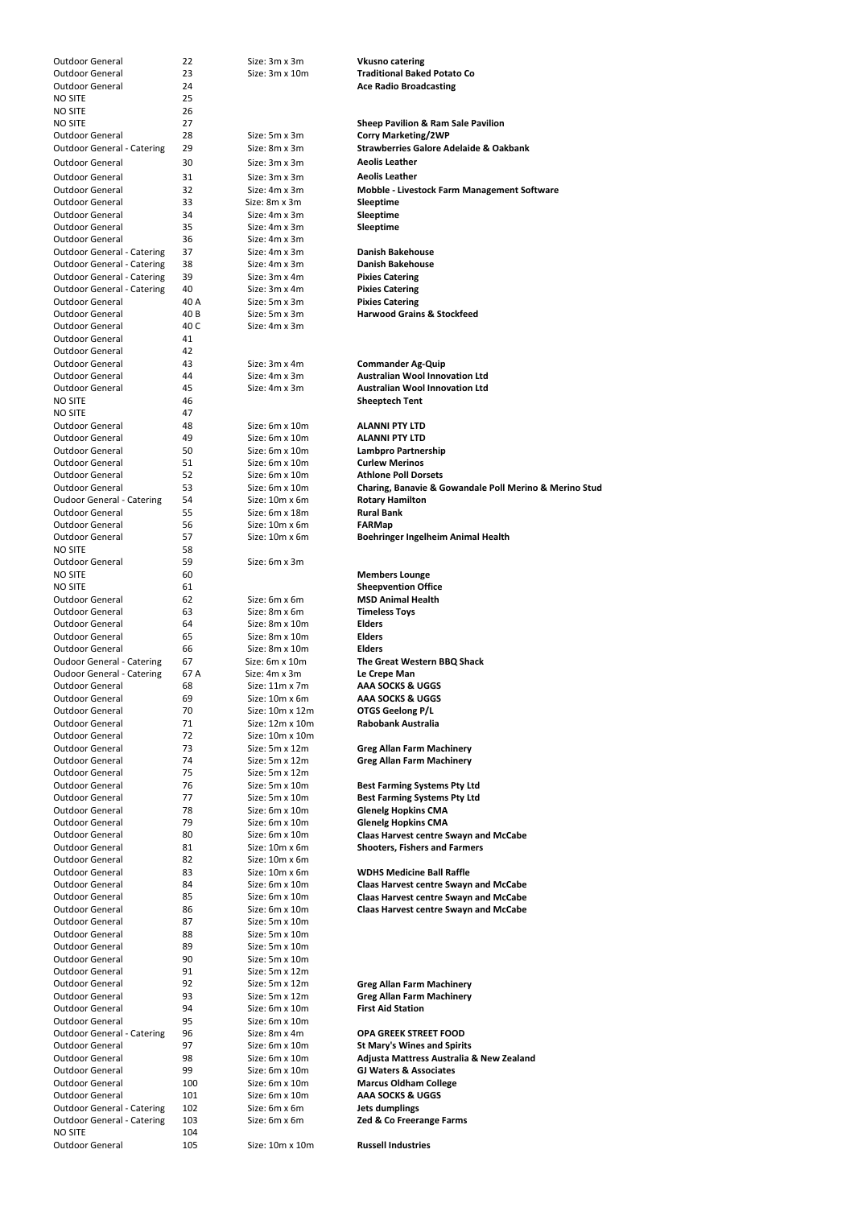| | | | |
|---|---|---|---|
| Outdoor General | 22 | Size: 3m x 3m | **Vkusno catering** |
| Outdoor General | 23 | Size: 3m x 10m | **Traditional Baked Potato Co** |
| Outdoor General | 24 | | **Ace Radio Broadcasting** |
| NO SITE | 25 | | |
| NO SITE | 26 | | |
| NO SITE | 27 | | **Sheep Pavilion & Ram Sale Pavilion** |
| Outdoor General | 28 | Size: 5m x 3m | **Corry Marketing/2WP** |
| Outdoor General - Catering | 29 | Size: 8m x 3m | **Strawberries Galore Adelaide & Oakbank** |
| Outdoor General | 30 | Size: 3m x 3m | **Aeolis Leather** |
| Outdoor General | 31 | Size: 3m x 3m | **Aeolis Leather** |
| Outdoor General | 32 | Size: 4m x 3m | **Mobble - Livestock Farm Management Software** |
| Outdoor General | 33 | Size: 8m x 3m | **Sleeptime** |
| Outdoor General | 34 | Size: 4m x 3m | **Sleeptime** |
| Outdoor General | 35 | Size: 4m x 3m | **Sleeptime** |
| Outdoor General | 36 | Size: 4m x 3m | |
| Outdoor General - Catering | 37 | Size: 4m x 3m | **Danish Bakehouse** |
| Outdoor General - Catering | 38 | Size: 4m x 3m | **Danish Bakehouse** |
| Outdoor General - Catering | 39 | Size: 3m x 4m | **Pixies Catering** |
| Outdoor General - Catering | 40 | Size: 3m x 4m | **Pixies Catering** |
| Outdoor General | 40 A | Size: 5m x 3m | **Pixies Catering** |
| Outdoor General | 40 B | Size: 5m x 3m | **Harwood Grains & Stockfeed** |
| Outdoor General | 40 C | Size: 4m x 3m | |
| Outdoor General | 41 | | |
| Outdoor General | 42 | | |
| Outdoor General | 43 | Size: 3m x 4m | **Commander Ag-Quip** |
| Outdoor General | 44 | Size: 4m x 3m | **Australian Wool Innovation Ltd** |
| Outdoor General | 45 | Size: 4m x 3m | **Australian Wool Innovation Ltd** |
| NO SITE | 46 | | **Sheeptech Tent** |
| NO SITE | 47 | | |
| Outdoor General | 48 | Size: 6m x 10m | **ALANNI PTY LTD** |
| Outdoor General | 49 | Size: 6m x 10m | **ALANNI PTY LTD** |
| Outdoor General | 50 | Size: 6m x 10m | **Lambpro Partnership** |
| Outdoor General | 51 | Size: 6m x 10m | **Curlew Merinos** |
| Outdoor General | 52 | Size: 6m x 10m | **Athlone Poll Dorsets** |
| Outdoor General | 53 | Size: 6m x 10m | **Charing, Banavie & Gowandale Poll Merino & Merino Stud** |
| Oudoor General - Catering | 54 | Size: 10m x 6m | **Rotary Hamilton** |
| Outdoor General | 55 | Size: 6m x 18m | **Rural Bank** |
| Outdoor General | 56 | Size: 10m x 6m | **FARMap** |
| Outdoor General | 57 | Size: 10m x 6m | **Boehringer Ingelheim Animal Health** |
| NO SITE | 58 | | |
| Outdoor General | 59 | Size: 6m x 3m | |
| NO SITE | 60 | | **Members Lounge** |
| NO SITE | 61 | | **Sheepvention Office** |
| Outdoor General | 62 | Size: 6m x 6m | **MSD Animal Health** |
| Outdoor General | 63 | Size: 8m x 6m | **Timeless Toys** |
| Outdoor General | 64 | Size: 8m x 10m | **Elders** |
| Outdoor General | 65 | Size: 8m x 10m | **Elders** |
| Outdoor General | 66 | Size: 8m x 10m | **Elders** |
| Oudoor General - Catering | 67 | Size: 6m x 10m | **The Great Western BBQ Shack** |
| Oudoor General - Catering | 67 A | Size: 4m x 3m | **Le Crepe Man** |
| Outdoor General | 68 | Size: 11m x 7m | **AAA SOCKS & UGGS** |
| Outdoor General | 69 | Size: 10m x 6m | **AAA SOCKS & UGGS** |
| Outdoor General | 70 | Size: 10m x 12m | **OTGS Geelong P/L** |
| Outdoor General | 71 | Size: 12m x 10m | **Rabobank Australia** |
| Outdoor General | 72 | Size: 10m x 10m | |
| Outdoor General | 73 | Size: 5m x 12m | **Greg Allan Farm Machinery** |
| Outdoor General | 74 | Size: 5m x 12m | **Greg Allan Farm Machinery** |
| Outdoor General | 75 | Size: 5m x 12m | |
| Outdoor General | 76 | Size: 5m x 10m | **Best Farming Systems Pty Ltd** |
| Outdoor General | 77 | Size: 5m x 10m | **Best Farming Systems Pty Ltd** |
| Outdoor General | 78 | Size: 6m x 10m | **Glenelg Hopkins CMA** |
| Outdoor General | 79 | Size: 6m x 10m | **Glenelg Hopkins CMA** |
| Outdoor General | 80 | Size: 6m x 10m | **Claas Harvest centre Swayn and McCabe** |
| Outdoor General | 81 | Size: 10m x 6m | **Shooters, Fishers and Farmers** |
| Outdoor General | 82 | Size: 10m x 6m | |
| Outdoor General | 83 | Size: 10m x 6m | **WDHS Medicine Ball Raffle** |
| Outdoor General | 84 | Size: 6m x 10m | **Claas Harvest centre Swayn and McCabe** |
| Outdoor General | 85 | Size: 6m x 10m | **Claas Harvest centre Swayn and McCabe** |
| Outdoor General | 86 | Size: 6m x 10m | **Claas Harvest centre Swayn and McCabe** |
| Outdoor General | 87 | Size: 5m x 10m | |
| Outdoor General | 88 | Size: 5m x 10m | |
| Outdoor General | 89 | Size: 5m x 10m | |
| Outdoor General | 90 | Size: 5m x 10m | |
| Outdoor General | 91 | Size: 5m x 12m | |
| Outdoor General | 92 | Size: 5m x 12m | **Greg Allan Farm Machinery** |
| Outdoor General | 93 | Size: 5m x 12m | **Greg Allan Farm Machinery** |
| Outdoor General | 94 | Size: 6m x 10m | **First Aid Station** |
| Outdoor General | 95 | Size: 6m x 10m | |
| Outdoor General - Catering | 96 | Size: 8m x 4m | **OPA GREEK STREET FOOD** |
| Outdoor General | 97 | Size: 6m x 10m | **St Mary's Wines and Spirits** |
| Outdoor General | 98 | Size: 6m x 10m | **Adjusta Mattress Australia & New Zealand** |
| Outdoor General | 99 | Size: 6m x 10m | **GJ Waters & Associates** |
| Outdoor General | 100 | Size: 6m x 10m | **Marcus Oldham College** |
| Outdoor General | 101 | Size: 6m x 10m | **AAA SOCKS & UGGS** |
| Outdoor General - Catering | 102 | Size: 6m x 6m | **Jets dumplings** |
| Outdoor General - Catering | 103 | Size: 6m x 6m | **Zed & Co Freerange Farms** |
| NO SITE | 104 | | |
| Outdoor General | 105 | Size: 10m x 10m | **Russell Industries** |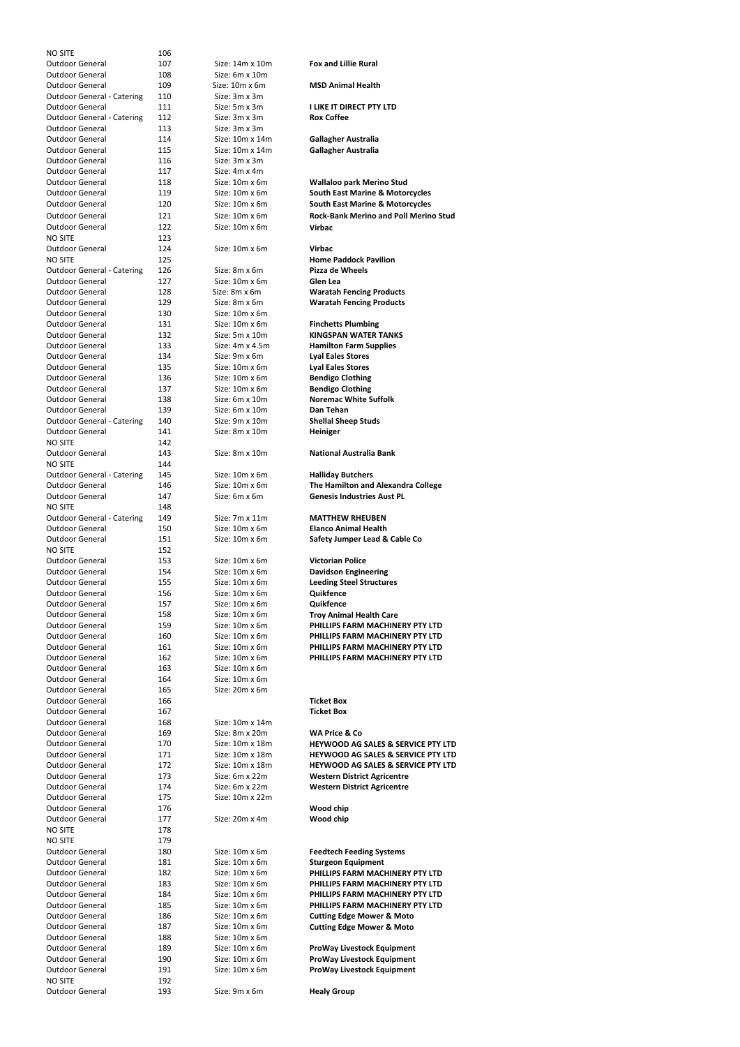| | | | |
|---|---|---|---|
| NO SITE | 106 | | |
| Outdoor General | 107 | Size: 14m x 10m | **Fox and Lillie Rural** |
| Outdoor General | 108 | Size: 6m x 10m | |
| Outdoor General | 109 | Size: 10m x 6m | **MSD Animal Health** |
| Outdoor General - Catering | 110 | Size: 3m x 3m | |
| Outdoor General | 111 | Size: 5m x 3m | **I LIKE IT DIRECT PTY LTD** |
| Outdoor General - Catering | 112 | Size: 3m x 3m | **Rox Coffee** |
| Outdoor General | 113 | Size: 3m x 3m | |
| Outdoor General | 114 | Size: 10m x 14m | **Gallagher Australia** |
| Outdoor General | 115 | Size: 10m x 14m | **Gallagher Australia** |
| Outdoor General | 116 | Size: 3m x 3m | |
| Outdoor General | 117 | Size: 4m x 4m | |
| Outdoor General | 118 | Size: 10m x 6m | **Wallaloo park Merino Stud** |
| Outdoor General | 119 | Size: 10m x 6m | **South East Marine & Motorcycles** |
| Outdoor General | 120 | Size: 10m x 6m | **South East Marine & Motorcycles** |
| Outdoor General | 121 | Size: 10m x 6m | **Rock-Bank Merino and Poll Merino Stud** |
| Outdoor General | 122 | Size: 10m x 6m | **Virbac** |
| NO SITE | 123 | | |
| Outdoor General | 124 | Size: 10m x 6m | **Virbac** |
| NO SITE | 125 | | **Home Paddock Pavilion** |
| Outdoor General - Catering | 126 | Size: 8m x 6m | **Pizza de Wheels** |
| Outdoor General | 127 | Size: 10m x 6m | **Glen Lea** |
| Outdoor General | 128 | Size: 8m x 6m | **Waratah Fencing Products** |
| Outdoor General | 129 | Size: 8m x 6m | **Waratah Fencing Products** |
| Outdoor General | 130 | Size: 10m x 6m | |
| Outdoor General | 131 | Size: 10m x 6m | **Finchetts Plumbing** |
| Outdoor General | 132 | Size: 5m x 10m | **KINGSPAN WATER TANKS** |
| Outdoor General | 133 | Size: 4m x 4.5m | **Hamilton Farm Supplies** |
| Outdoor General | 134 | Size: 9m x 6m | **Lyal Eales Stores** |
| Outdoor General | 135 | Size: 10m x 6m | **Lyal Eales Stores** |
| Outdoor General | 136 | Size: 10m x 6m | **Bendigo Clothing** |
| Outdoor General | 137 | Size: 10m x 6m | **Bendigo Clothing** |
| Outdoor General | 138 | Size: 6m x 10m | **Noremac White Suffolk** |
| Outdoor General | 139 | Size: 6m x 10m | **Dan Tehan** |
| Outdoor General - Catering | 140 | Size: 9m x 10m | **Shellal Sheep Studs** |
| Outdoor General | 141 | Size: 8m x 10m | **Heiniger** |
| NO SITE | 142 | | |
| Outdoor General | 143 | Size: 8m x 10m | **National Australia Bank** |
| NO SITE | 144 | | |
| Outdoor General - Catering | 145 | Size: 10m x 6m | **Halliday Butchers** |
| Outdoor General | 146 | Size: 10m x 6m | **The Hamilton and Alexandra College** |
| Outdoor General | 147 | Size: 6m x 6m | **Genesis Industries Aust PL** |
| NO SITE | 148 | | |
| Outdoor General - Catering | 149 | Size: 7m x 11m | **MATTHEW RHEUBEN** |
| Outdoor General | 150 | Size: 10m x 6m | **Elanco Animal Health** |
| Outdoor General | 151 | Size: 10m x 6m | **Safety Jumper Lead & Cable Co** |
| NO SITE | 152 | | |
| Outdoor General | 153 | Size: 10m x 6m | **Victorian Police** |
| Outdoor General | 154 | Size: 10m x 6m | **Davidson Engineering** |
| Outdoor General | 155 | Size: 10m x 6m | **Leeding Steel Structures** |
| Outdoor General | 156 | Size: 10m x 6m | **Quikfence** |
| Outdoor General | 157 | Size: 10m x 6m | **Quikfence** |
| Outdoor General | 158 | Size: 10m x 6m | **Troy Animal Health Care** |
| Outdoor General | 159 | Size: 10m x 6m | **PHILLIPS FARM MACHINERY PTY LTD** |
| Outdoor General | 160 | Size: 10m x 6m | **PHILLIPS FARM MACHINERY PTY LTD** |
| Outdoor General | 161 | Size: 10m x 6m | **PHILLIPS FARM MACHINERY PTY LTD** |
| Outdoor General | 162 | Size: 10m x 6m | **PHILLIPS FARM MACHINERY PTY LTD** |
| Outdoor General | 163 | Size: 10m x 6m | |
| Outdoor General | 164 | Size: 10m x 6m | |
| Outdoor General | 165 | Size: 20m x 6m | |
| Outdoor General | 166 | | **Ticket Box** |
| Outdoor General | 167 | | **Ticket Box** |
| Outdoor General | 168 | Size: 10m x 14m | |
| Outdoor General | 169 | Size: 8m x 20m | **WA Price & Co** |
| Outdoor General | 170 | Size: 10m x 18m | **HEYWOOD AG SALES & SERVICE PTY LTD** |
| Outdoor General | 171 | Size: 10m x 18m | **HEYWOOD AG SALES & SERVICE PTY LTD** |
| Outdoor General | 172 | Size: 10m x 18m | **HEYWOOD AG SALES & SERVICE PTY LTD** |
| Outdoor General | 173 | Size: 6m x 22m | **Western District Agricentre** |
| Outdoor General | 174 | Size: 6m x 22m | **Western District Agricentre** |
| Outdoor General | 175 | Size: 10m x 22m | |
| Outdoor General | 176 | | **Wood chip** |
| Outdoor General | 177 | Size: 20m x 4m | **Wood chip** |
| NO SITE | 178 | | |
| NO SITE | 179 | | |
| Outdoor General | 180 | Size: 10m x 6m | **Feedtech Feeding Systems** |
| Outdoor General | 181 | Size: 10m x 6m | **Sturgeon Equipment** |
| Outdoor General | 182 | Size: 10m x 6m | **PHILLIPS FARM MACHINERY PTY LTD** |
| Outdoor General | 183 | Size: 10m x 6m | **PHILLIPS FARM MACHINERY PTY LTD** |
| Outdoor General | 184 | Size: 10m x 6m | **PHILLIPS FARM MACHINERY PTY LTD** |
| Outdoor General | 185 | Size: 10m x 6m | **PHILLIPS FARM MACHINERY PTY LTD** |
| Outdoor General | 186 | Size: 10m x 6m | **Cutting Edge Mower & Moto** |
| Outdoor General | 187 | Size: 10m x 6m | **Cutting Edge Mower & Moto** |
| Outdoor General | 188 | Size: 10m x 6m | |
| Outdoor General | 189 | Size: 10m x 6m | **ProWay Livestock Equipment** |
| Outdoor General | 190 | Size: 10m x 6m | **ProWay Livestock Equipment** |
| Outdoor General | 191 | Size: 10m x 6m | **ProWay Livestock Equipment** |
| NO SITE | 192 | | |
| Outdoor General | 193 | Size: 9m x 6m | **Healy Group** |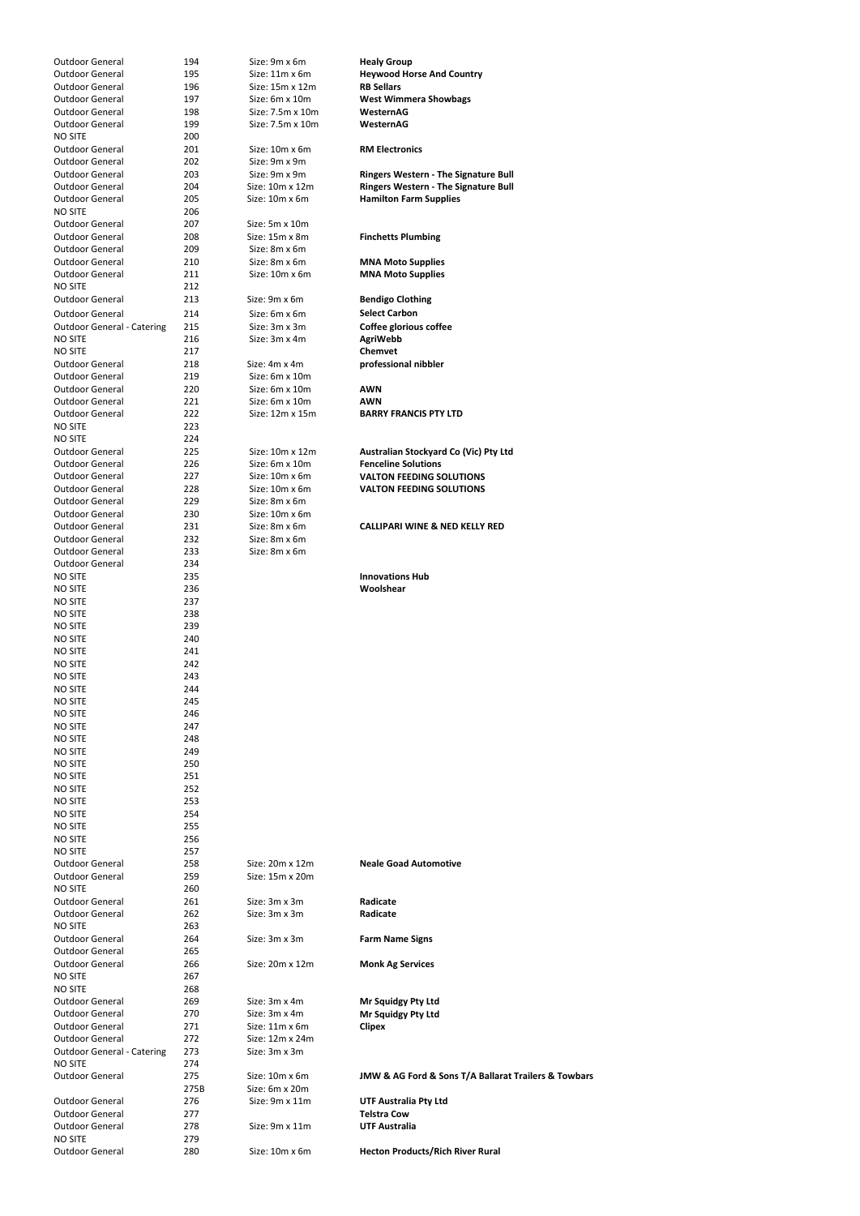| | | | |
|---|---|---|---|
| Outdoor General | 194 | Size: 9m x 6m | **Healy Group** |
| Outdoor General | 195 | Size: 11m x 6m | **Heywood Horse And Country** |
| Outdoor General | 196 | Size: 15m x 12m | **RB Sellars** |
| Outdoor General | 197 | Size: 6m x 10m | **West Wimmera Showbags** |
| Outdoor General | 198 | Size: 7.5m x 10m | **WesternAG** |
| Outdoor General | 199 | Size: 7.5m x 10m | **WesternAG** |
| NO SITE | 200 | | |
| Outdoor General | 201 | Size: 10m x 6m | **RM Electronics** |
| Outdoor General | 202 | Size: 9m x 9m | |
| Outdoor General | 203 | Size: 9m x 9m | **Ringers Western - The Signature Bull** |
| Outdoor General | 204 | Size: 10m x 12m | **Ringers Western - The Signature Bull** |
| Outdoor General | 205 | Size: 10m x 6m | **Hamilton Farm Supplies** |
| NO SITE | 206 | | |
| Outdoor General | 207 | Size: 5m x 10m | |
| Outdoor General | 208 | Size: 15m x 8m | **Finchetts Plumbing** |
| Outdoor General | 209 | Size: 8m x 6m | |
| Outdoor General | 210 | Size: 8m x 6m | **MNA Moto Supplies** |
| Outdoor General | 211 | Size: 10m x 6m | **MNA Moto Supplies** |
| NO SITE | 212 | | |
| Outdoor General | 213 | Size: 9m x 6m | **Bendigo Clothing** |
| Outdoor General | 214 | Size: 6m x 6m | **Select Carbon** |
| Outdoor General - Catering | 215 | Size: 3m x 3m | **Coffee glorious coffee** |
| NO SITE | 216 | Size: 3m x 4m | **AgriWebb** |
| NO SITE | 217 | | **Chemvet** |
| Outdoor General | 218 | Size: 4m x 4m | **professional nibbler** |
| Outdoor General | 219 | Size: 6m x 10m | |
| Outdoor General | 220 | Size: 6m x 10m | **AWN** |
| Outdoor General | 221 | Size: 6m x 10m | **AWN** |
| Outdoor General | 222 | Size: 12m x 15m | **BARRY FRANCIS PTY LTD** |
| NO SITE | 223 | | |
| NO SITE | 224 | | |
| Outdoor General | 225 | Size: 10m x 12m | **Australian Stockyard Co (Vic) Pty Ltd** |
| Outdoor General | 226 | Size: 6m x 10m | **Fenceline Solutions** |
| Outdoor General | 227 | Size: 10m x 6m | **VALTON FEEDING SOLUTIONS** |
| Outdoor General | 228 | Size: 10m x 6m | **VALTON FEEDING SOLUTIONS** |
| Outdoor General | 229 | Size: 8m x 6m | |
| Outdoor General | 230 | Size: 10m x 6m | |
| Outdoor General | 231 | Size: 8m x 6m | **CALLIPARI WINE & NED KELLY RED** |
| Outdoor General | 232 | Size: 8m x 6m | |
| Outdoor General | 233 | Size: 8m x 6m | |
| Outdoor General | 234 | | |
| NO SITE | 235 | | **Innovations Hub** |
| NO SITE | 236 | | **Woolshear** |
| NO SITE | 237 | | |
| NO SITE | 238 | | |
| NO SITE | 239 | | |
| NO SITE | 240 | | |
| NO SITE | 241 | | |
| NO SITE | 242 | | |
| NO SITE | 243 | | |
| NO SITE | 244 | | |
| NO SITE | 245 | | |
| NO SITE | 246 | | |
| NO SITE | 247 | | |
| NO SITE | 248 | | |
| NO SITE | 249 | | |
| NO SITE | 250 | | |
| NO SITE | 251 | | |
| NO SITE | 252 | | |
| NO SITE | 253 | | |
| NO SITE | 254 | | |
| NO SITE | 255 | | |
| NO SITE | 256 | | |
| NO SITE | 257 | | |
| Outdoor General | 258 | Size: 20m x 12m | **Neale Goad Automotive** |
| Outdoor General | 259 | Size: 15m x 20m | |
| NO SITE | 260 | | |
| Outdoor General | 261 | Size: 3m x 3m | **Radicate** |
| Outdoor General | 262 | Size: 3m x 3m | **Radicate** |
| NO SITE | 263 | | |
| Outdoor General | 264 | Size: 3m x 3m | **Farm Name Signs** |
| Outdoor General | 265 | | |
| Outdoor General | 266 | Size: 20m x 12m | **Monk Ag Services** |
| NO SITE | 267 | | |
| NO SITE | 268 | | |
| Outdoor General | 269 | Size: 3m x 4m | **Mr Squidgy Pty Ltd** |
| Outdoor General | 270 | Size: 3m x 4m | **Mr Squidgy Pty Ltd** |
| Outdoor General | 271 | Size: 11m x 6m | **Clipex** |
| Outdoor General | 272 | Size: 12m x 24m | |
| Outdoor General - Catering | 273 | Size: 3m x 3m | |
| NO SITE | 274 | | |
| Outdoor General | 275 | Size: 10m x 6m | **JMW & AG Ford & Sons T/A Ballarat Trailers & Towbars** |
| | 275B | Size: 6m x 20m | |
| Outdoor General | 276 | Size: 9m x 11m | **UTF Australia Pty Ltd** |
| Outdoor General | 277 | | **Telstra Cow** |
| Outdoor General | 278 | Size: 9m x 11m | **UTF Australia** |
| NO SITE | 279 | | |
| Outdoor General | 280 | Size: 10m x 6m | **Hecton Products/Rich River Rural** |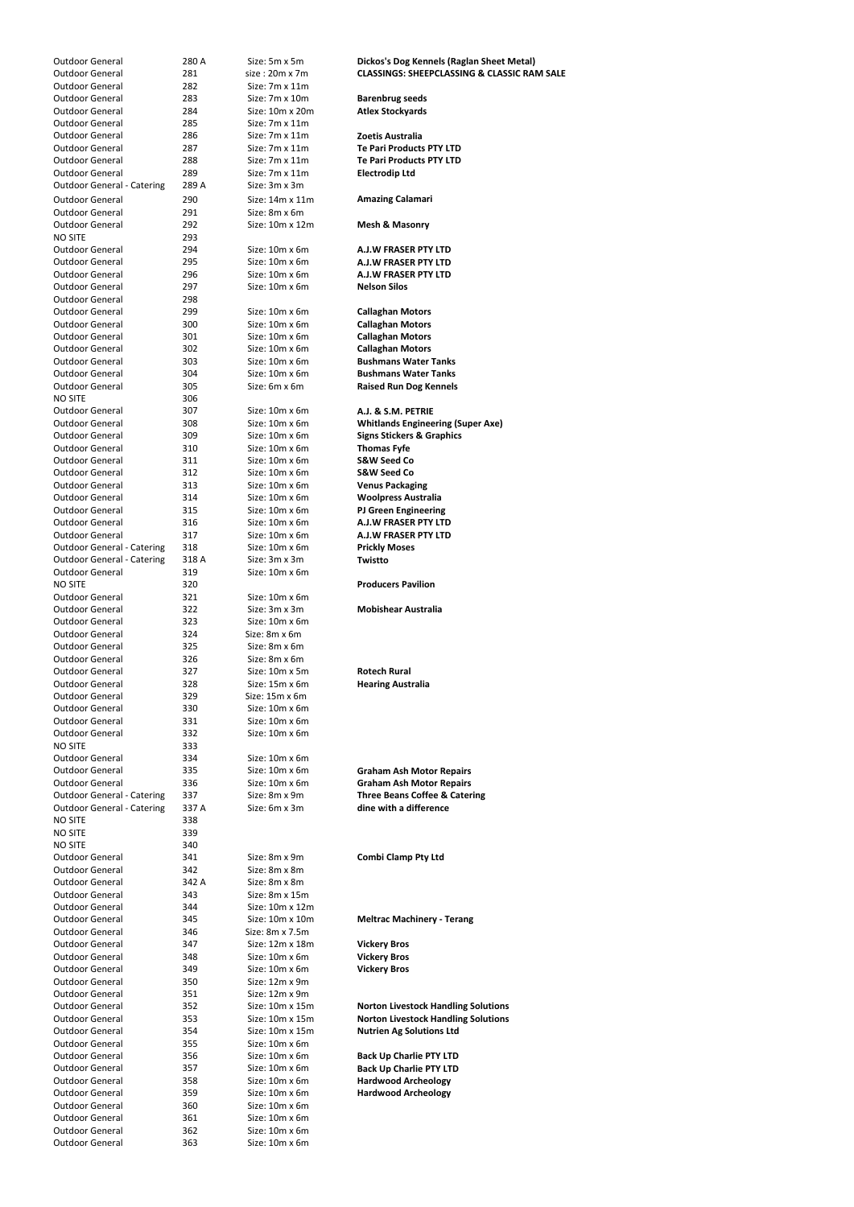| | | | |
|---|---|---|---|
| Outdoor General | 280 A | Size: 5m x 5m | **Dickos's Dog Kennels (Raglan Sheet Metal)** |
| Outdoor General | 281 | size : 20m x 7m | **CLASSINGS: SHEEPCLASSING & CLASSIC RAM SALE** |
| Outdoor General | 282 | Size: 7m x 11m | |
| Outdoor General | 283 | Size: 7m x 10m | **Barenbrug seeds** |
| Outdoor General | 284 | Size: 10m x 20m | **Atlex Stockyards** |
| Outdoor General | 285 | Size: 7m x 11m | |
| Outdoor General | 286 | Size: 7m x 11m | **Zoetis Australia** |
| Outdoor General | 287 | Size: 7m x 11m | **Te Pari Products PTY LTD** |
| Outdoor General | 288 | Size: 7m x 11m | **Te Pari Products PTY LTD** |
| Outdoor General | 289 | Size: 7m x 11m | **Electrodip Ltd** |
| Outdoor General - Catering | 289 A | Size: 3m x 3m | |
| Outdoor General | 290 | Size: 14m x 11m | **Amazing Calamari** |
| Outdoor General | 291 | Size: 8m x 6m | |
| Outdoor General | 292 | Size: 10m x 12m | **Mesh & Masonry** |
| NO SITE | 293 | | |
| Outdoor General | 294 | Size: 10m x 6m | **A.J.W FRASER PTY LTD** |
| Outdoor General | 295 | Size: 10m x 6m | **A.J.W FRASER PTY LTD** |
| Outdoor General | 296 | Size: 10m x 6m | **A.J.W FRASER PTY LTD** |
| Outdoor General | 297 | Size: 10m x 6m | **Nelson Silos** |
| Outdoor General | 298 | | |
| Outdoor General | 299 | Size: 10m x 6m | **Callaghan Motors** |
| Outdoor General | 300 | Size: 10m x 6m | **Callaghan Motors** |
| Outdoor General | 301 | Size: 10m x 6m | **Callaghan Motors** |
| Outdoor General | 302 | Size: 10m x 6m | **Callaghan Motors** |
| Outdoor General | 303 | Size: 10m x 6m | **Bushmans Water Tanks** |
| Outdoor General | 304 | Size: 10m x 6m | **Bushmans Water Tanks** |
| Outdoor General | 305 | Size: 6m x 6m | **Raised Run Dog Kennels** |
| NO SITE | 306 | | |
| Outdoor General | 307 | Size: 10m x 6m | **A.J. & S.M. PETRIE** |
| Outdoor General | 308 | Size: 10m x 6m | **Whitlands Engineering (Super Axe)** |
| Outdoor General | 309 | Size: 10m x 6m | **Signs Stickers & Graphics** |
| Outdoor General | 310 | Size: 10m x 6m | **Thomas Fyfe** |
| Outdoor General | 311 | Size: 10m x 6m | **S&W Seed Co** |
| Outdoor General | 312 | Size: 10m x 6m | **S&W Seed Co** |
| Outdoor General | 313 | Size: 10m x 6m | **Venus Packaging** |
| Outdoor General | 314 | Size: 10m x 6m | **Woolpress Australia** |
| Outdoor General | 315 | Size: 10m x 6m | **PJ Green Engineering** |
| Outdoor General | 316 | Size: 10m x 6m | **A.J.W FRASER PTY LTD** |
| Outdoor General | 317 | Size: 10m x 6m | **A.J.W FRASER PTY LTD** |
| Outdoor General - Catering | 318 | Size: 10m x 6m | **Prickly Moses** |
| Outdoor General - Catering | 318 A | Size: 3m x 3m | **Twistto** |
| Outdoor General | 319 | Size: 10m x 6m | |
| NO SITE | 320 | | **Producers Pavilion** |
| Outdoor General | 321 | Size: 10m x 6m | |
| Outdoor General | 322 | Size: 3m x 3m | **Mobishear Australia** |
| Outdoor General | 323 | Size: 10m x 6m | |
| Outdoor General | 324 | Size: 8m x 6m | |
| Outdoor General | 325 | Size: 8m x 6m | |
| Outdoor General | 326 | Size: 8m x 6m | |
| Outdoor General | 327 | Size: 10m x 5m | **Rotech Rural** |
| Outdoor General | 328 | Size: 15m x 6m | **Hearing Australia** |
| Outdoor General | 329 | Size: 15m x 6m | |
| Outdoor General | 330 | Size: 10m x 6m | |
| Outdoor General | 331 | Size: 10m x 6m | |
| Outdoor General | 332 | Size: 10m x 6m | |
| NO SITE | 333 | | |
| Outdoor General | 334 | Size: 10m x 6m | |
| Outdoor General | 335 | Size: 10m x 6m | **Graham Ash Motor Repairs** |
| Outdoor General | 336 | Size: 10m x 6m | **Graham Ash Motor Repairs** |
| Outdoor General - Catering | 337 | Size: 8m x 9m | **Three Beans Coffee & Catering** |
| Outdoor General - Catering | 337 A | Size: 6m x 3m | **dine with a difference** |
| NO SITE | 338 | | |
| NO SITE | 339 | | |
| NO SITE | 340 | | |
| Outdoor General | 341 | Size: 8m x 9m | **Combi Clamp Pty Ltd** |
| Outdoor General | 342 | Size: 8m x 8m | |
| Outdoor General | 342 A | Size: 8m x 8m | |
| Outdoor General | 343 | Size: 8m x 15m | |
| Outdoor General | 344 | Size: 10m x 12m | |
| Outdoor General | 345 | Size: 10m x 10m | **Meltrac Machinery - Terang** |
| Outdoor General | 346 | Size: 8m x 7.5m | |
| Outdoor General | 347 | Size: 12m x 18m | **Vickery Bros** |
| Outdoor General | 348 | Size: 10m x 6m | **Vickery Bros** |
| Outdoor General | 349 | Size: 10m x 6m | **Vickery Bros** |
| Outdoor General | 350 | Size: 12m x 9m | |
| Outdoor General | 351 | Size: 12m x 9m | |
| Outdoor General | 352 | Size: 10m x 15m | **Norton Livestock Handling Solutions** |
| Outdoor General | 353 | Size: 10m x 15m | **Norton Livestock Handling Solutions** |
| Outdoor General | 354 | Size: 10m x 15m | **Nutrien Ag Solutions Ltd** |
| Outdoor General | 355 | Size: 10m x 6m | |
| Outdoor General | 356 | Size: 10m x 6m | **Back Up Charlie PTY LTD** |
| Outdoor General | 357 | Size: 10m x 6m | **Back Up Charlie PTY LTD** |
| Outdoor General | 358 | Size: 10m x 6m | **Hardwood Archeology** |
| Outdoor General | 359 | Size: 10m x 6m | **Hardwood Archeology** |
| Outdoor General | 360 | Size: 10m x 6m | |
| Outdoor General | 361 | Size: 10m x 6m | |
| Outdoor General | 362 | Size: 10m x 6m | |
| Outdoor General | 363 | Size: 10m x 6m | |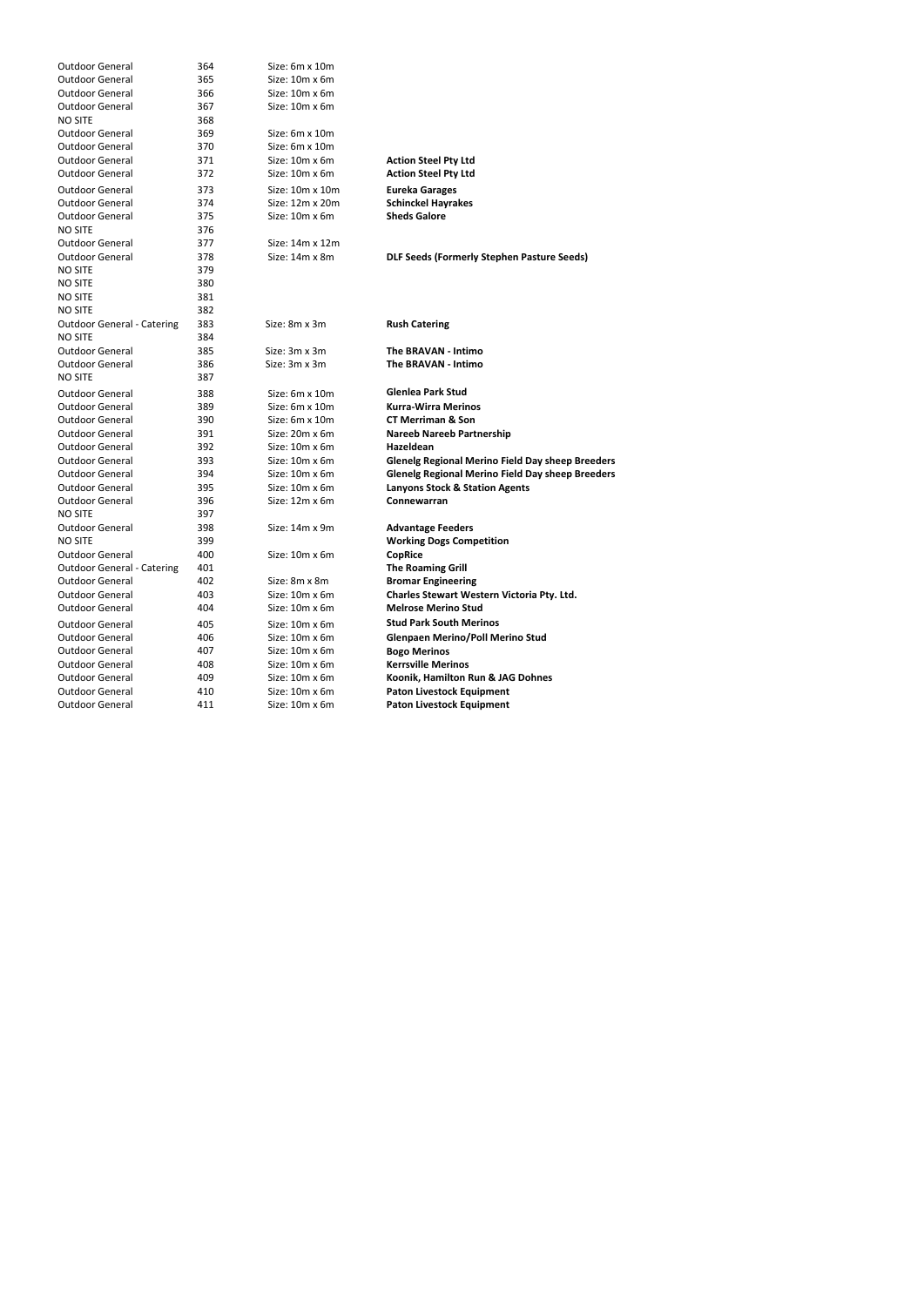| | | | |
|---|---|---|---|
| Outdoor General | 364 | Size: 6m x 10m | |
| Outdoor General | 365 | Size: 10m x 6m | |
| Outdoor General | 366 | Size: 10m x 6m | |
| Outdoor General | 367 | Size: 10m x 6m | |
| NO SITE | 368 | | |
| Outdoor General | 369 | Size: 6m x 10m | |
| Outdoor General | 370 | Size: 6m x 10m | |
| Outdoor General | 371 | Size: 10m x 6m | **Action Steel Pty Ltd** |
| Outdoor General | 372 | Size: 10m x 6m | **Action Steel Pty Ltd** |
| Outdoor General | 373 | Size: 10m x 10m | **Eureka Garages** |
| Outdoor General | 374 | Size: 12m x 20m | **Schinckel Hayrakes** |
| Outdoor General | 375 | Size: 10m x 6m | **Sheds Galore** |
| NO SITE | 376 | | |
| Outdoor General | 377 | Size: 14m x 12m | |
| Outdoor General | 378 | Size: 14m x 8m | **DLF Seeds (Formerly Stephen Pasture Seeds)** |
| NO SITE | 379 | | |
| NO SITE | 380 | | |
| NO SITE | 381 | | |
| NO SITE | 382 | | |
| Outdoor General - Catering | 383 | Size: 8m x 3m | **Rush Catering** |
| NO SITE | 384 | | |
| Outdoor General | 385 | Size: 3m x 3m | **The BRAVAN - Intimo** |
| Outdoor General | 386 | Size: 3m x 3m | **The BRAVAN - Intimo** |
| NO SITE | 387 | | |
| Outdoor General | 388 | Size: 6m x 10m | **Glenlea Park Stud** |
| Outdoor General | 389 | Size: 6m x 10m | **Kurra-Wirra Merinos** |
| Outdoor General | 390 | Size: 6m x 10m | **CT Merriman & Son** |
| Outdoor General | 391 | Size: 20m x 6m | **Nareeb Nareeb Partnership** |
| Outdoor General | 392 | Size: 10m x 6m | **Hazeldean** |
| Outdoor General | 393 | Size: 10m x 6m | **Glenelg Regional Merino Field Day sheep Breeders** |
| Outdoor General | 394 | Size: 10m x 6m | **Glenelg Regional Merino Field Day sheep Breeders** |
| Outdoor General | 395 | Size: 10m x 6m | **Lanyons Stock & Station Agents** |
| Outdoor General | 396 | Size: 12m x 6m | **Connewarran** |
| NO SITE | 397 | | |
| Outdoor General | 398 | Size: 14m x 9m | **Advantage Feeders** |
| NO SITE | 399 | | **Working Dogs Competition** |
| Outdoor General | 400 | Size: 10m x 6m | **CopRice** |
| Outdoor General - Catering | 401 | | **The Roaming Grill** |
| Outdoor General | 402 | Size: 8m x 8m | **Bromar Engineering** |
| Outdoor General | 403 | Size: 10m x 6m | **Charles Stewart Western Victoria Pty. Ltd.** |
| Outdoor General | 404 | Size: 10m x 6m | **Melrose Merino Stud** |
| Outdoor General | 405 | Size: 10m x 6m | **Stud Park South Merinos** |
| Outdoor General | 406 | Size: 10m x 6m | **Glenpaen Merino/Poll Merino Stud** |
| Outdoor General | 407 | Size: 10m x 6m | **Bogo Merinos** |
| Outdoor General | 408 | Size: 10m x 6m | **Kerrsville Merinos** |
| Outdoor General | 409 | Size: 10m x 6m | **Koonik, Hamilton Run & JAG Dohnes** |
| Outdoor General | 410 | Size: 10m x 6m | **Paton Livestock Equipment** |
| Outdoor General | 411 | Size: 10m x 6m | **Paton Livestock Equipment** |